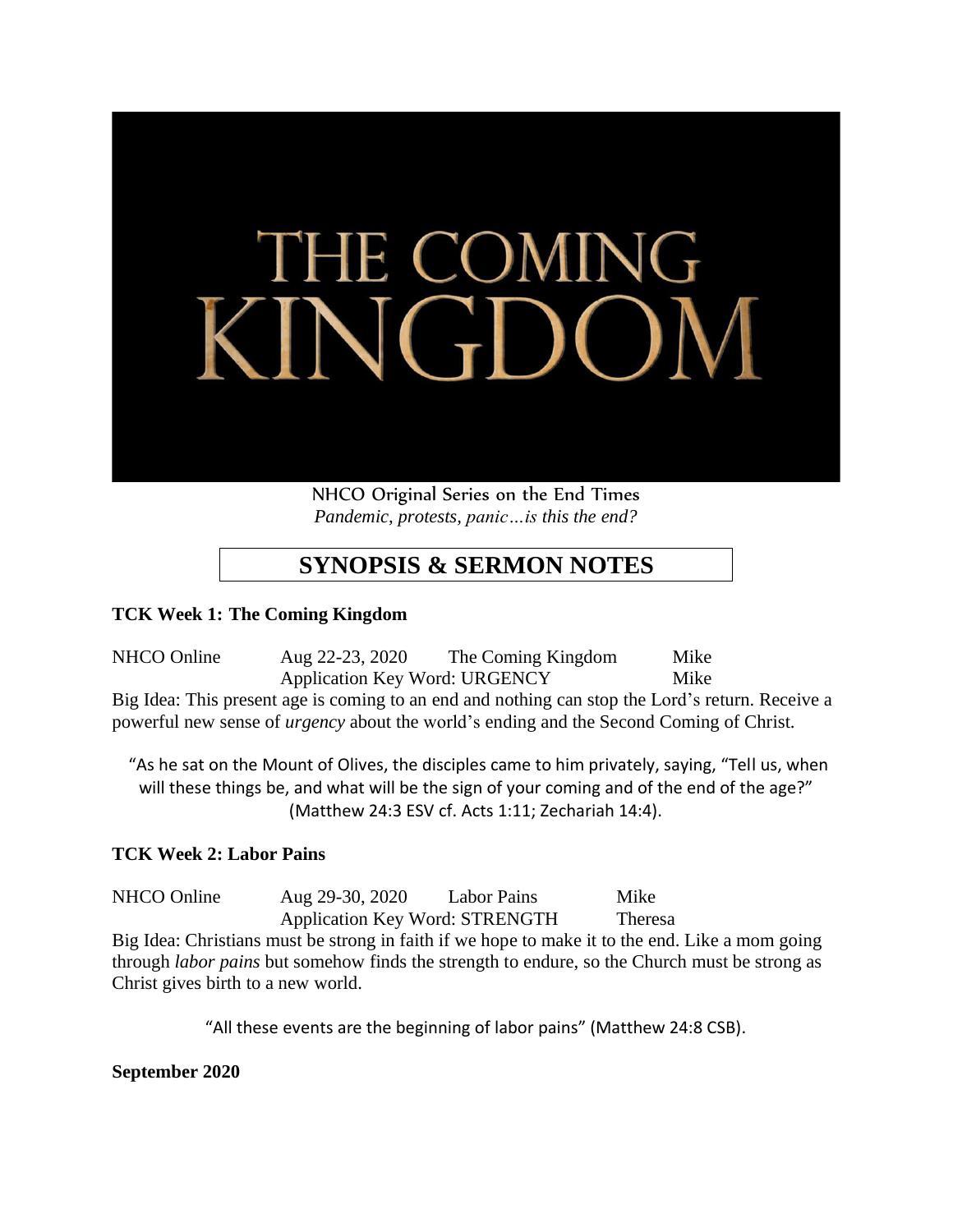# THE COMING KINGDOM

NHCO Original Series on the End Times
*Pandemic, protests, panic…is this the end?*

## SYNOPSIS & SERMON NOTES

**TCK Week 1: The Coming Kingdom**

| NHCO Online | Aug 22-23, 2020 | The Coming Kingdom | Mike |
|---|---|---|---|
| | Application Key Word: URGENCY | | Mike |

Big Idea: This present age is coming to an end and nothing can stop the Lord's return. Receive a powerful new sense of *urgency* about the world's ending and the Second Coming of Christ.

"As he sat on the Mount of Olives, the disciples came to him privately, saying, "Tell us, when will these things be, and what will be the sign of your coming and of the end of the age?" (Matthew 24:3 ESV cf. Acts 1:11; Zechariah 14:4).

**TCK Week 2: Labor Pains**

| NHCO Online | Aug 29-30, 2020 | Labor Pains | Mike |
|---|---|---|---|
| | Application Key Word: STRENGTH | | Theresa |

Big Idea: Christians must be strong in faith if we hope to make it to the end. Like a mom going through *labor pains* but somehow finds the strength to endure, so the Church must be strong as Christ gives birth to a new world.

"All these events are the beginning of labor pains" (Matthew 24:8 CSB).

**September 2020**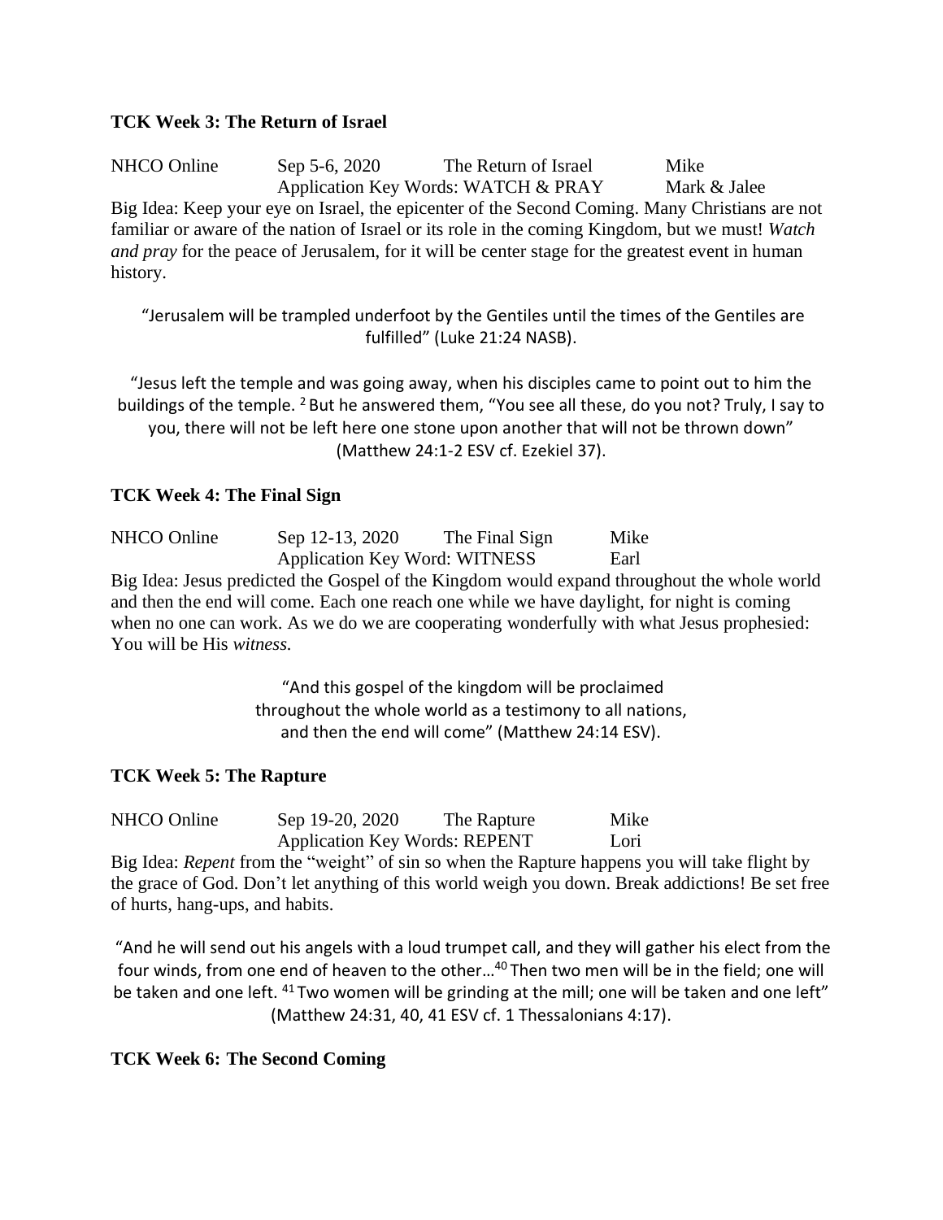**TCK Week 3: The Return of Israel**

NHCO Online	Sep 5-6, 2020	The Return of Israel	Mike
Application Key Words: WATCH & PRAY	Mark & Jalee

Big Idea: Keep your eye on Israel, the epicenter of the Second Coming. Many Christians are not familiar or aware of the nation of Israel or its role in the coming Kingdom, but we must! *Watch and pray* for the peace of Jerusalem, for it will be center stage for the greatest event in human history.

"Jerusalem will be trampled underfoot by the Gentiles until the times of the Gentiles are fulfilled" (Luke 21:24 NASB).

"Jesus left the temple and was going away, when his disciples came to point out to him the buildings of the temple. [2] But he answered them, "You see all these, do you not? Truly, I say to you, there will not be left here one stone upon another that will not be thrown down" (Matthew 24:1-2 ESV cf. Ezekiel 37).

**TCK Week 4: The Final Sign**

NHCO Online	Sep 12-13, 2020	The Final Sign	Mike
Application Key Word: WITNESS	Earl

Big Idea: Jesus predicted the Gospel of the Kingdom would expand throughout the whole world and then the end will come. Each one reach one while we have daylight, for night is coming when no one can work. As we do we are cooperating wonderfully with what Jesus prophesied: You will be His *witness.*

"And this gospel of the kingdom will be proclaimed
throughout the whole world as a testimony to all nations,
and then the end will come" (Matthew 24:14 ESV).

**TCK Week 5: The Rapture**

NHCO Online	Sep 19-20, 2020	The Rapture	Mike
Application Key Words: REPENT	Lori

Big Idea: *Repent* from the "weight" of sin so when the Rapture happens you will take flight by the grace of God. Don't let anything of this world weigh you down. Break addictions! Be set free of hurts, hang-ups, and habits.

"And he will send out his angels with a loud trumpet call, and they will gather his elect from the four winds, from one end of heaven to the other…[40] Then two men will be in the field; one will be taken and one left. [41] Two women will be grinding at the mill; one will be taken and one left" (Matthew 24:31, 40, 41 ESV cf. 1 Thessalonians 4:17).

**TCK Week 6: The Second Coming**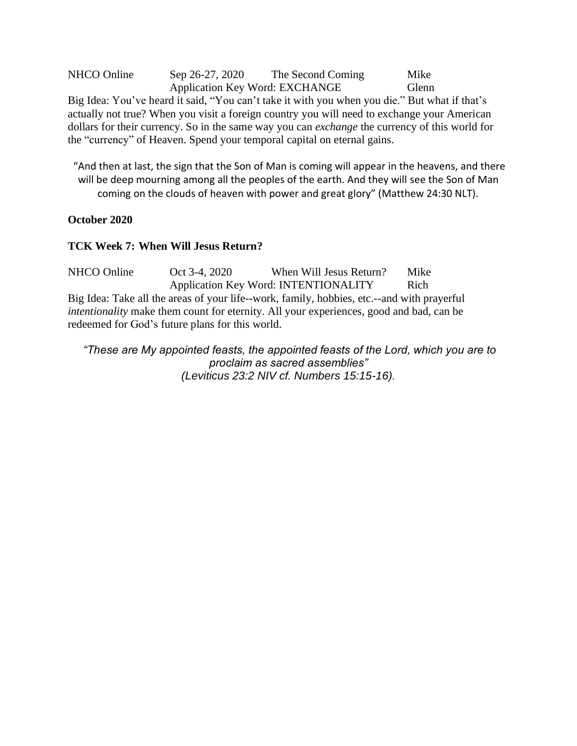NHCO Online Sep 26-27, 2020 The Second Coming Mike Glenn
Application Key Word: EXCHANGE

Big Idea: You've heard it said, "You can't take it with you when you die." But what if that's actually not true? When you visit a foreign country you will need to exchange your American dollars for their currency. So in the same way you can *exchange* the currency of this world for the "currency" of Heaven. Spend your temporal capital on eternal gains.

"And then at last, the sign that the Son of Man is coming will appear in the heavens, and there will be deep mourning among all the peoples of the earth. And they will see the Son of Man coming on the clouds of heaven with power and great glory" (Matthew 24:30 NLT).

**October 2020**

**TCK Week 7: When Will Jesus Return?**

NHCO Online Oct 3-4, 2020 When Will Jesus Return? Mike Rich
Application Key Word: INTENTIONALITY

Big Idea: Take all the areas of your life--work, family, hobbies, etc.--and with prayerful *intentionality* make them count for eternity. All your experiences, good and bad, can be redeemed for God's future plans for this world.

*"These are My appointed feasts, the appointed feasts of the Lord, which you are to proclaim as sacred assemblies"*
*(Leviticus 23:2 NIV cf. Numbers 15:15-16).*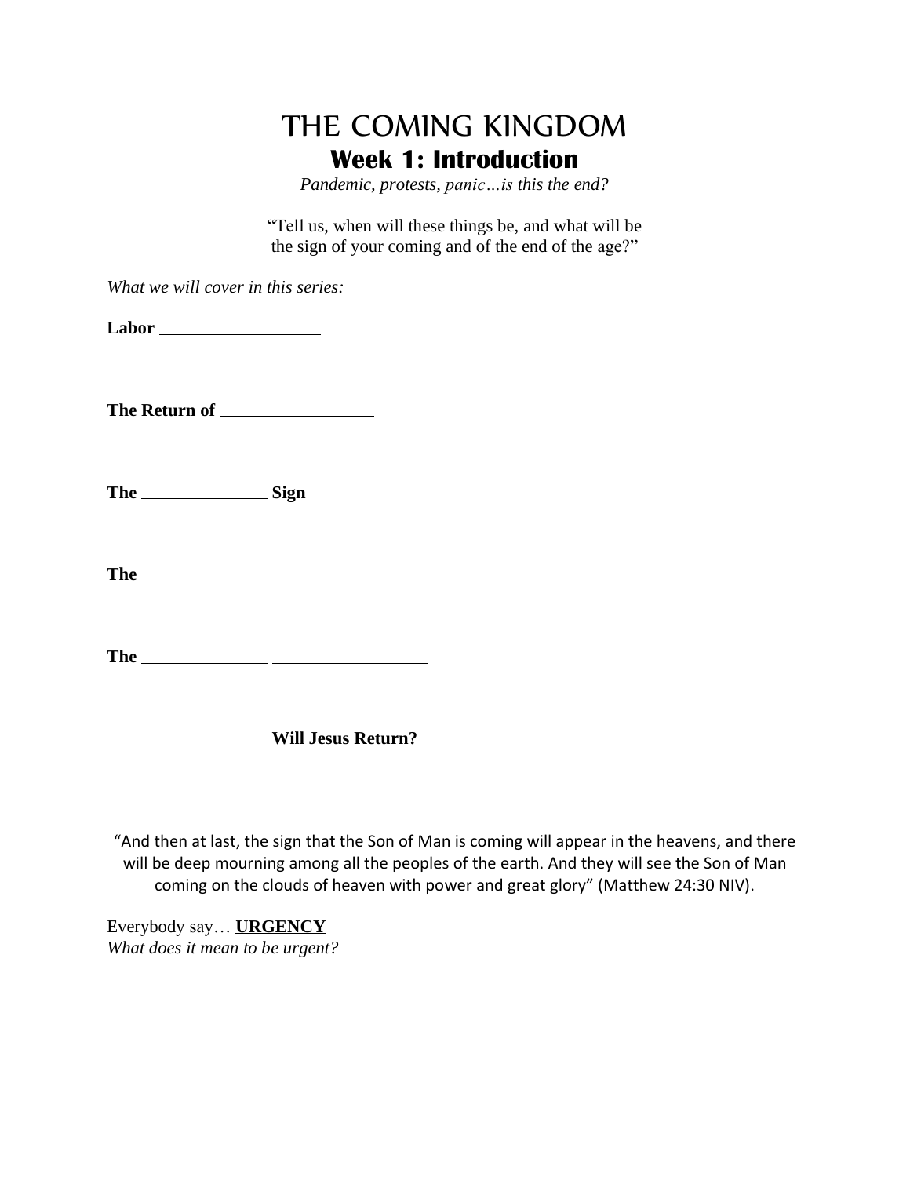# THE COMING KINGDOM

## Week 1: Introduction

*Pandemic, protests, panic…is this the end?*

"Tell us, when will these things be, and what will be the sign of your coming and of the end of the age?"

*What we will cover in this series:*

**Labor** ________________

**The Return of** ________________

**The** ____________ **Sign**

**The** ____________

**The** ____________ ______________

________________ **Will Jesus Return?**

"And then at last, the sign that the Son of Man is coming will appear in the heavens, and there will be deep mourning among all the peoples of the earth. And they will see the Son of Man coming on the clouds of heaven with power and great glory" (Matthew 24:30 NIV).

Everybody say… **URGENCY**
*What does it mean to be urgent?*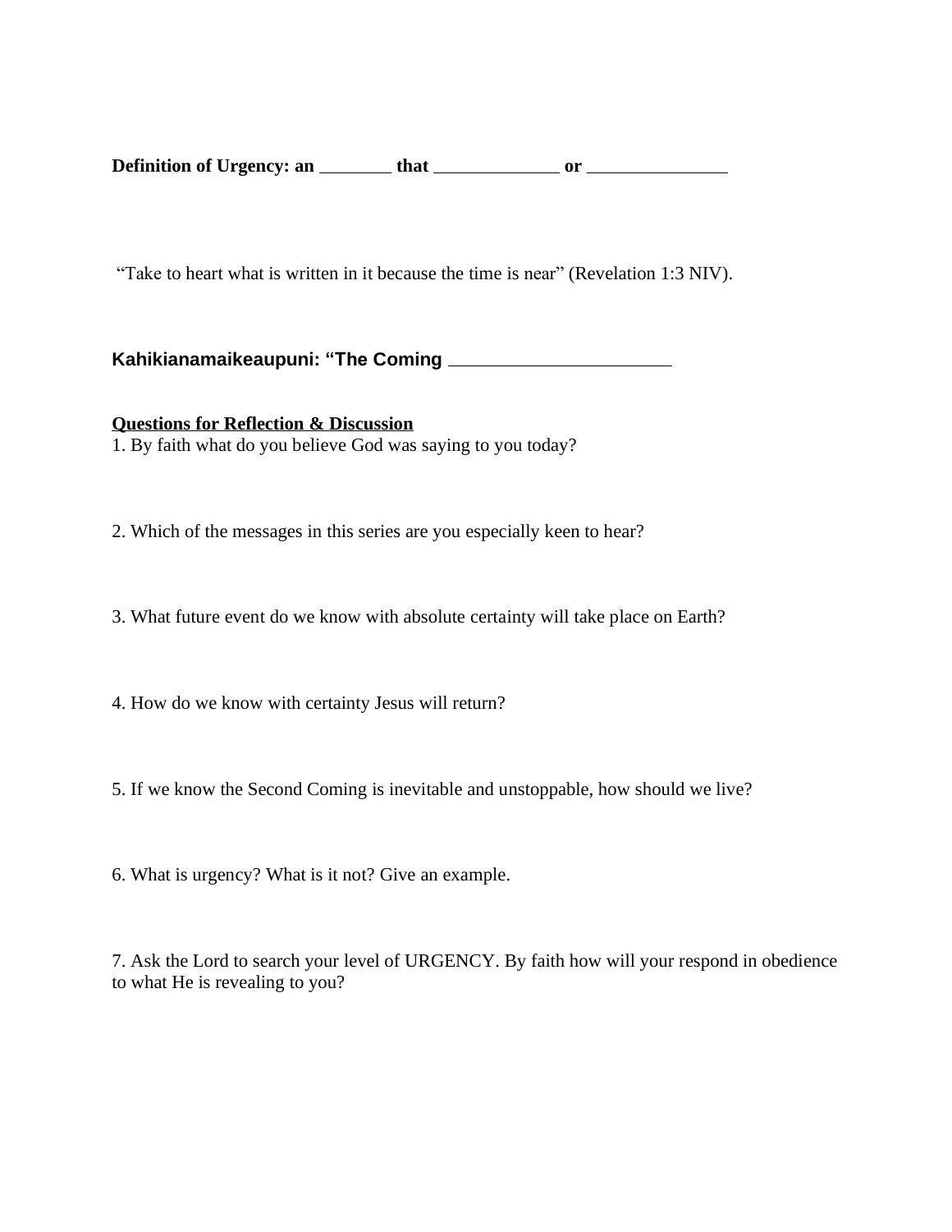**Definition of Urgency: an ________ that ____________ or ______________**

“Take to heart what is written in it because the time is near” (Revelation 1:3 NIV).

**Kahikianamaikeaupuni: “The Coming ______________________**

**<u>Questions for Reflection & Discussion</u>**

1. By faith what do you believe God was saying to you today?

2. Which of the messages in this series are you especially keen to hear?

3. What future event do we know with absolute certainty will take place on Earth?

4. How do we know with certainty Jesus will return?

5. If we know the Second Coming is inevitable and unstoppable, how should we live?

6. What is urgency? What is it not? Give an example.

7. Ask the Lord to search your level of URGENCY. By faith how will your respond in obedience to what He is revealing to you?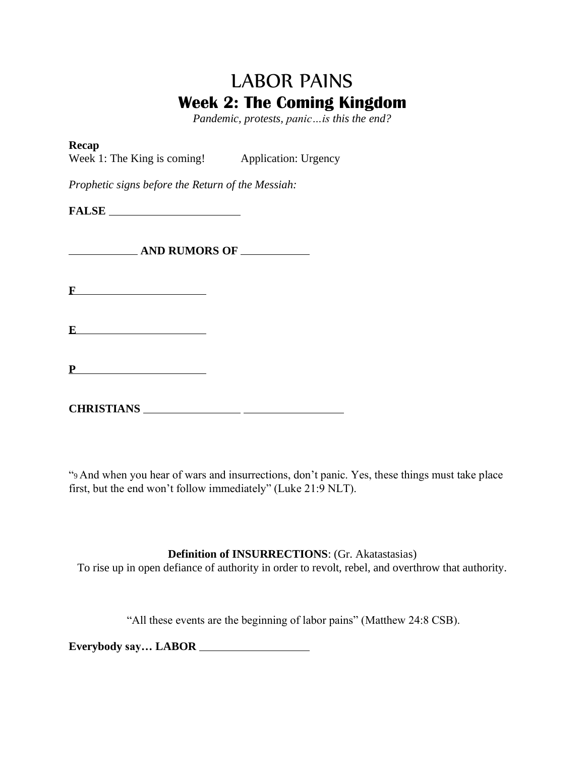# LABOR PAINS

## Week 2: The Coming Kingdom

*Pandemic, protests, panic…is this the end?*

**Recap**

Week 1: The King is coming!    Application: Urgency

*Prophetic signs before the Return of the Messiah:*

**FALSE** ______________________

__________ **AND RUMORS OF** __________

**F**____________________

**E**____________________

**P**____________________

**CHRISTIANS** ______________ ______________

"9 And when you hear of wars and insurrections, don't panic. Yes, these things must take place first, but the end won't follow immediately" (Luke 21:9 NLT).

**Definition of INSURRECTIONS**: (Gr. Akatastasias)

To rise up in open defiance of authority in order to revolt, rebel, and overthrow that authority.

"All these events are the beginning of labor pains" (Matthew 24:8 CSB).

**Everybody say… LABOR** ________________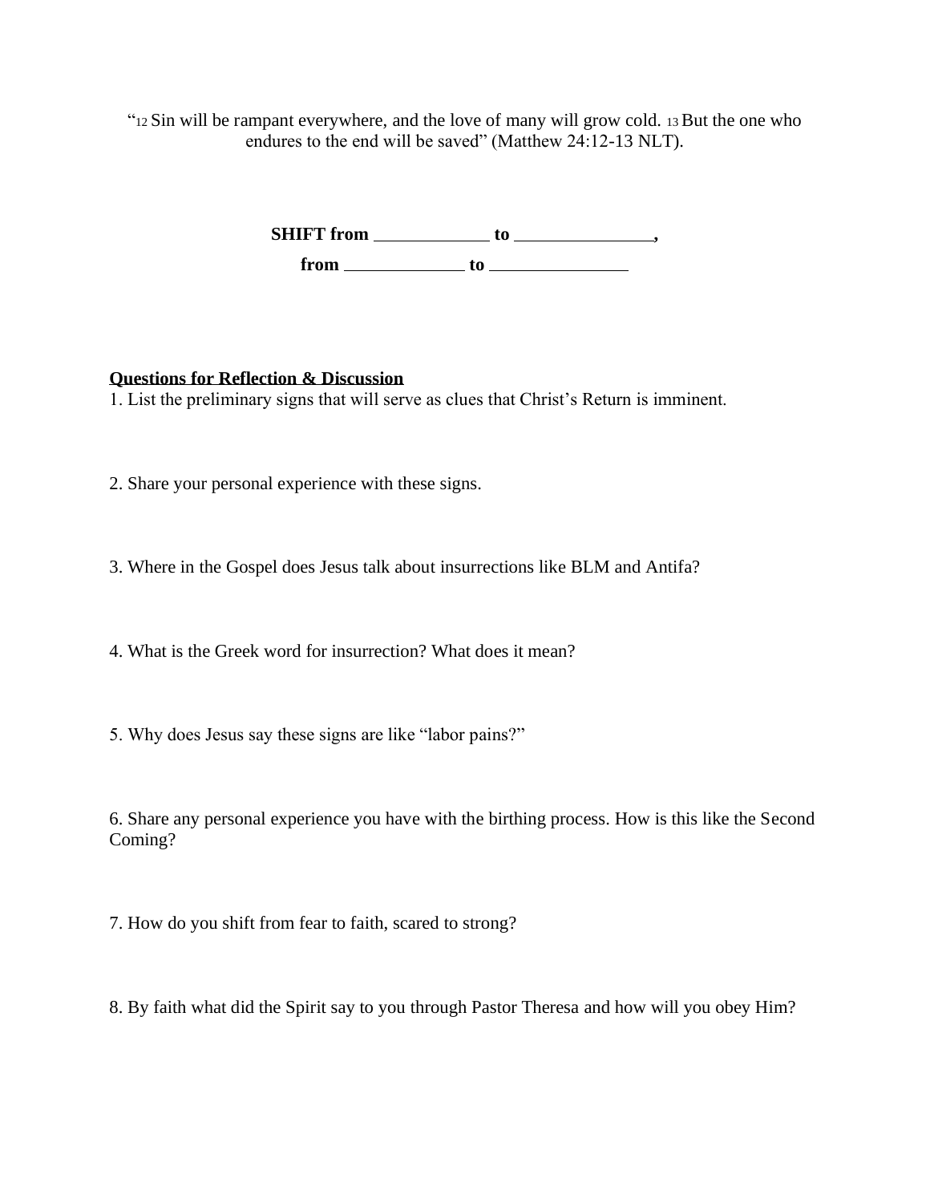"[12] Sin will be rampant everywhere, and the love of many will grow cold. [13] But the one who endures to the end will be saved" (Matthew 24:12-13 NLT).

**SHIFT from ____________ to ______________,**

**from _____________ to ______________**

**Questions for Reflection & Discussion**

1. List the preliminary signs that will serve as clues that Christ's Return is imminent.

2. Share your personal experience with these signs.

3. Where in the Gospel does Jesus talk about insurrections like BLM and Antifa?

4. What is the Greek word for insurrection? What does it mean?

5. Why does Jesus say these signs are like "labor pains?"

6. Share any personal experience you have with the birthing process. How is this like the Second Coming?

7. How do you shift from fear to faith, scared to strong?

8. By faith what did the Spirit say to you through Pastor Theresa and how will you obey Him?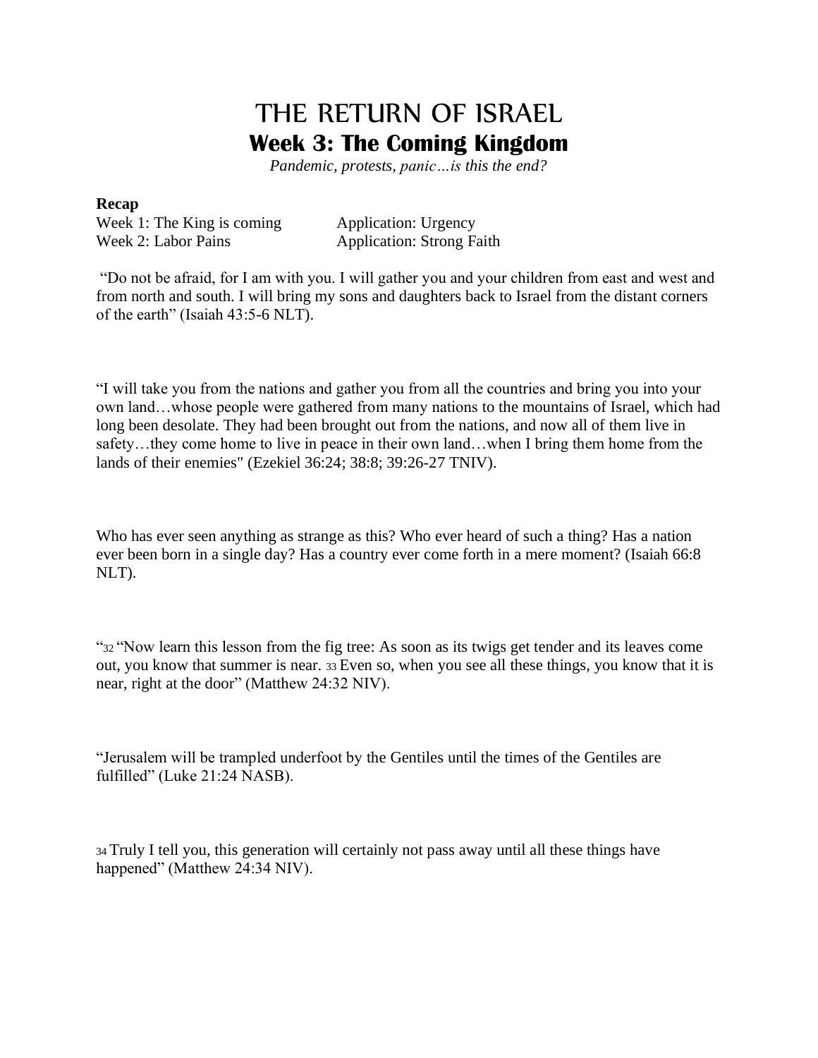# THE RETURN OF ISRAEL

## Week 3: The Coming Kingdom

*Pandemic, protests, panic…is this the end?*

**Recap**

Week 1: The King is coming — Application: Urgency

Week 2: Labor Pains — Application: Strong Faith

"Do not be afraid, for I am with you. I will gather you and your children from east and west and from north and south. I will bring my sons and daughters back to Israel from the distant corners of the earth" (Isaiah 43:5-6 NLT).

"I will take you from the nations and gather you from all the countries and bring you into your own land…whose people were gathered from many nations to the mountains of Israel, which had long been desolate. They had been brought out from the nations, and now all of them live in safety…they come home to live in peace in their own land…when I bring them home from the lands of their enemies" (Ezekiel 36:24; 38:8; 39:26-27 TNIV).

Who has ever seen anything as strange as this? Who ever heard of such a thing? Has a nation ever been born in a single day? Has a country ever come forth in a mere moment? (Isaiah 66:8 NLT).

"32 "Now learn this lesson from the fig tree: As soon as its twigs get tender and its leaves come out, you know that summer is near. 33 Even so, when you see all these things, you know that it is near, right at the door" (Matthew 24:32 NIV).

"Jerusalem will be trampled underfoot by the Gentiles until the times of the Gentiles are fulfilled" (Luke 21:24 NASB).

34 Truly I tell you, this generation will certainly not pass away until all these things have happened" (Matthew 24:34 NIV).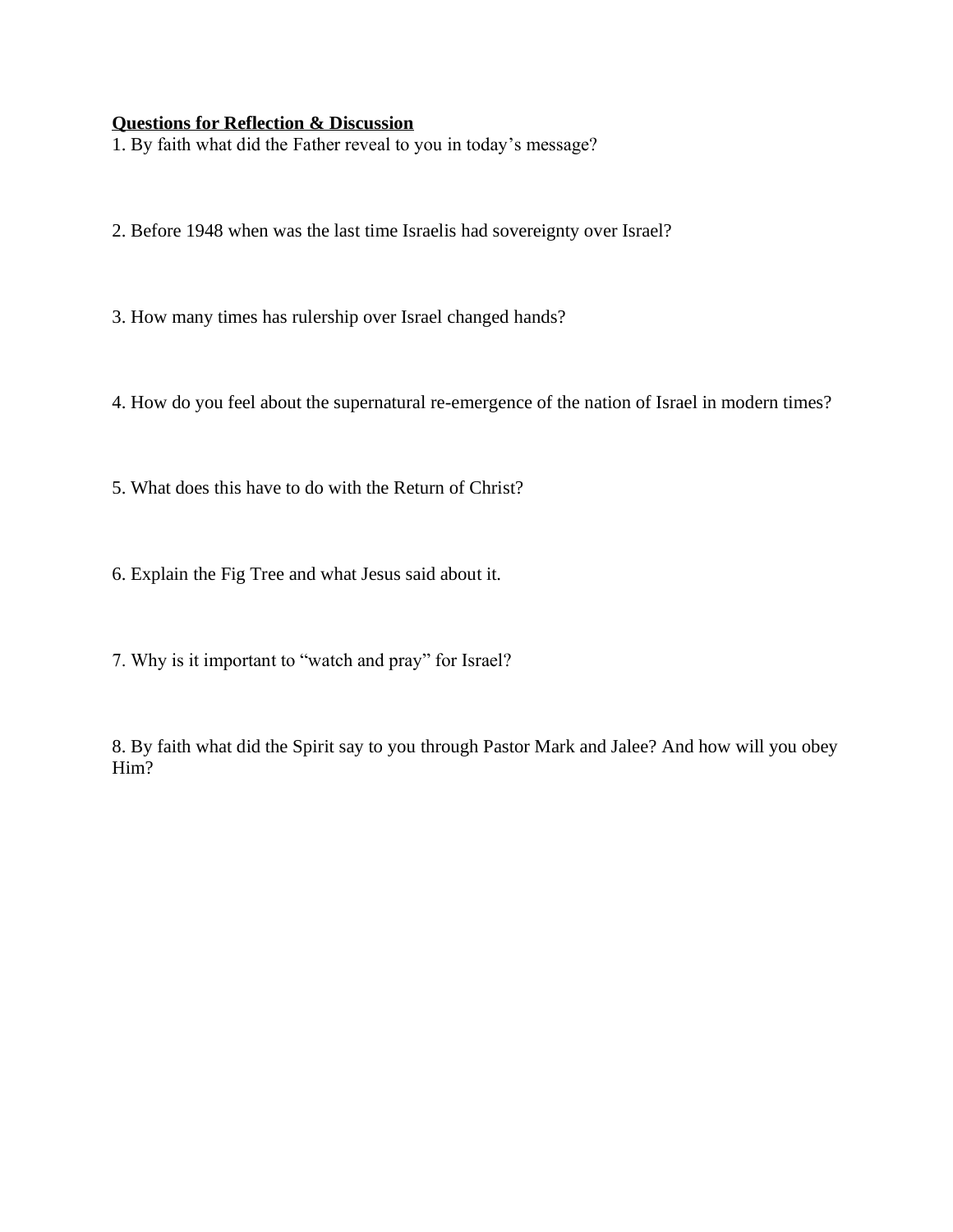**Questions for Reflection & Discussion**

1. By faith what did the Father reveal to you in today's message?

2. Before 1948 when was the last time Israelis had sovereignty over Israel?

3. How many times has rulership over Israel changed hands?

4. How do you feel about the supernatural re-emergence of the nation of Israel in modern times?

5. What does this have to do with the Return of Christ?

6. Explain the Fig Tree and what Jesus said about it.

7. Why is it important to "watch and pray" for Israel?

8. By faith what did the Spirit say to you through Pastor Mark and Jalee? And how will you obey Him?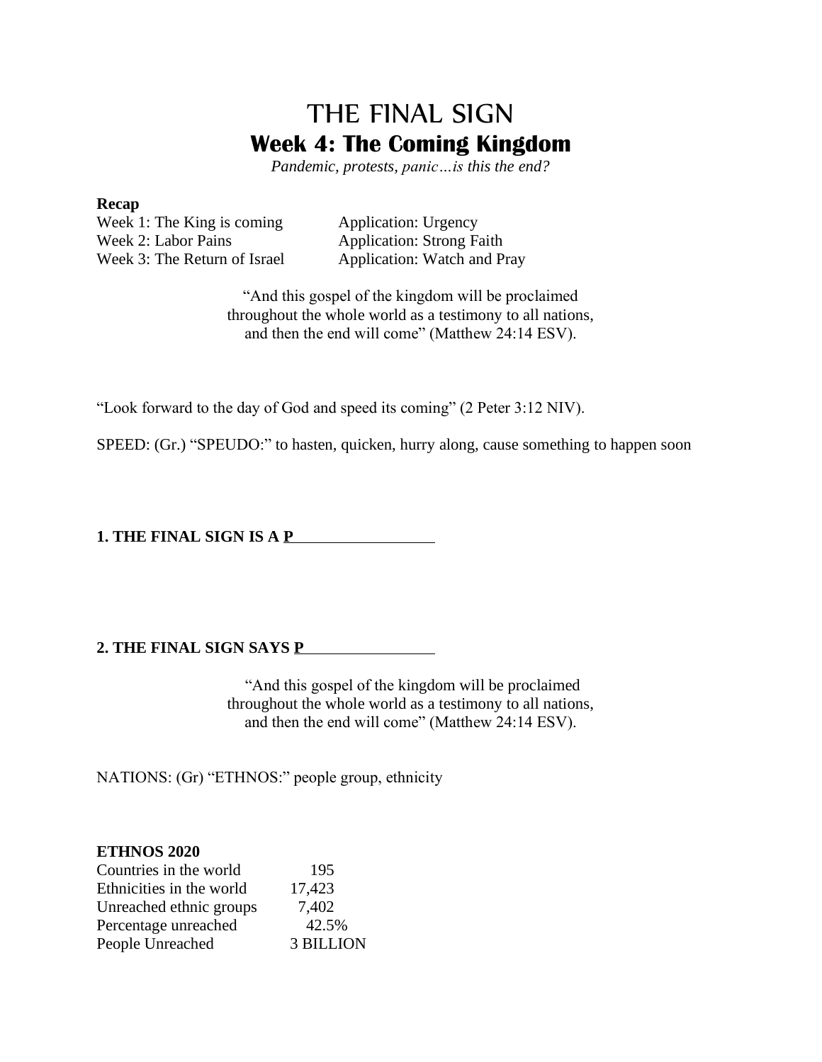# THE FINAL SIGN

## Week 4: The Coming Kingdom

*Pandemic, protests, panic…is this the end?*

**Recap**

| | |
|---|---|
| Week 1: The King is coming | Application: Urgency |
| Week 2: Labor Pains | Application: Strong Faith |
| Week 3: The Return of Israel | Application: Watch and Pray |

"And this gospel of the kingdom will be proclaimed throughout the whole world as a testimony to all nations, and then the end will come" (Matthew 24:14 ESV).

"Look forward to the day of God and speed its coming" (2 Peter 3:12 NIV).

SPEED: (Gr.) "SPEUDO:" to hasten, quicken, hurry along, cause something to happen soon

**1. THE FINAL SIGN IS A P\_\_\_\_\_\_\_\_\_\_\_\_\_\_\_\_\_**

**2. THE FINAL SIGN SAYS P\_\_\_\_\_\_\_\_\_\_\_\_\_\_\_\_**

"And this gospel of the kingdom will be proclaimed throughout the whole world as a testimony to all nations, and then the end will come" (Matthew 24:14 ESV).

NATIONS: (Gr) "ETHNOS:" people group, ethnicity

**ETHNOS 2020**

| | |
|---|---|
| Countries in the world | 195 |
| Ethnicities in the world | 17,423 |
| Unreached ethnic groups | 7,402 |
| Percentage unreached | 42.5% |
| People Unreached | 3 BILLION |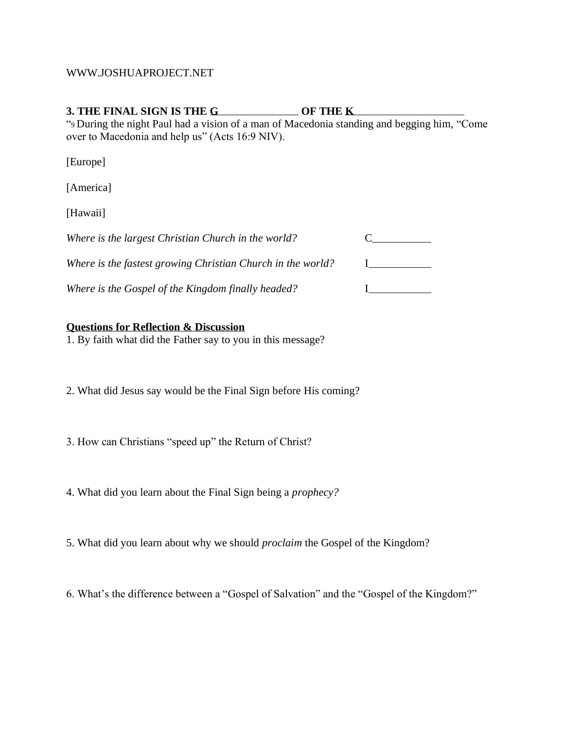WWW.JOSHUAPROJECT.NET

**3. THE FINAL SIGN IS THE G\_\_\_\_\_\_\_\_\_\_\_\_\_\_ OF THE K\_\_\_\_\_\_\_\_\_\_\_\_\_\_\_\_\_\_\_**

"9 During the night Paul had a vision of a man of Macedonia standing and begging him, "Come over to Macedonia and help us" (Acts 16:9 NIV).

[Europe]

[America]

[Hawaii]

*Where is the largest Christian Church in the world?* C\_\_\_\_\_\_\_\_\_\_\_

*Where is the fastest growing Christian Church in the world?* I\_\_\_\_\_\_\_\_\_\_\_

*Where is the Gospel of the Kingdom finally headed?* I\_\_\_\_\_\_\_\_\_\_\_

**<u>Questions for Reflection & Discussion</u>**

1. By faith what did the Father say to you in this message?

2. What did Jesus say would be the Final Sign before His coming?

3. How can Christians "speed up" the Return of Christ?

4. What did you learn about the Final Sign being a *prophecy?*

5. What did you learn about why we should *proclaim* the Gospel of the Kingdom?

6. What's the difference between a "Gospel of Salvation" and the "Gospel of the Kingdom?"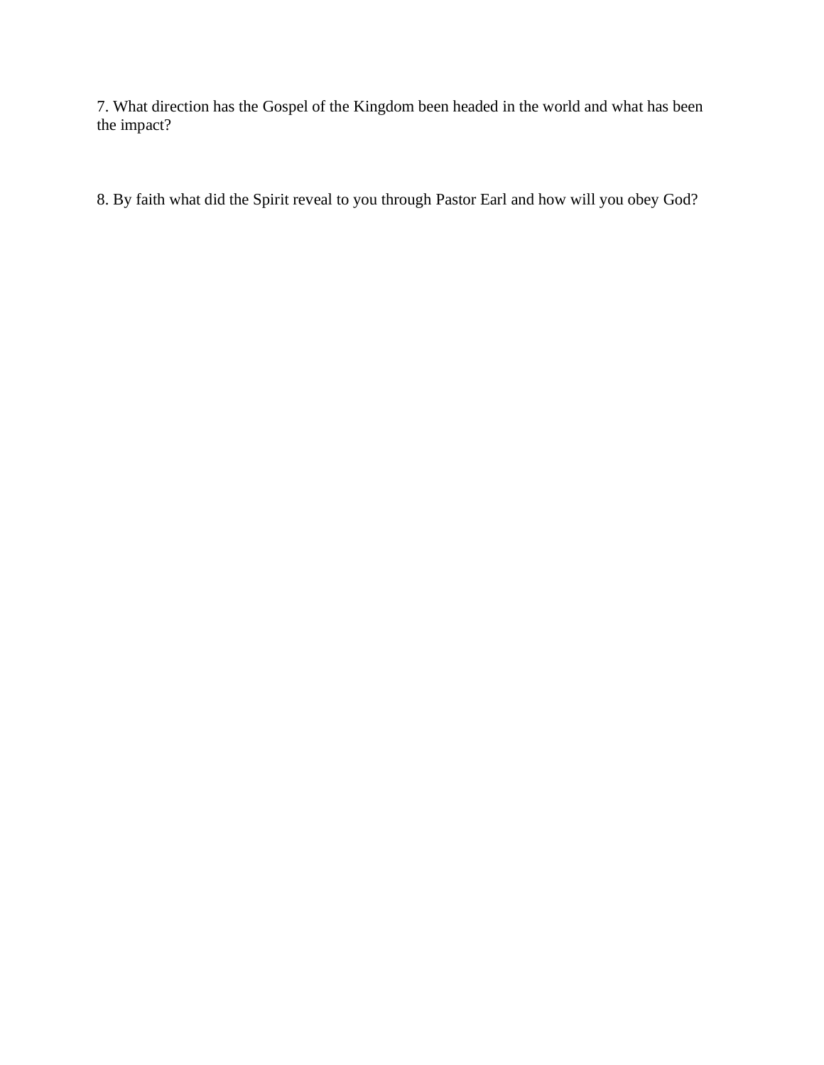7. What direction has the Gospel of the Kingdom been headed in the world and what has been the impact?

8. By faith what did the Spirit reveal to you through Pastor Earl and how will you obey God?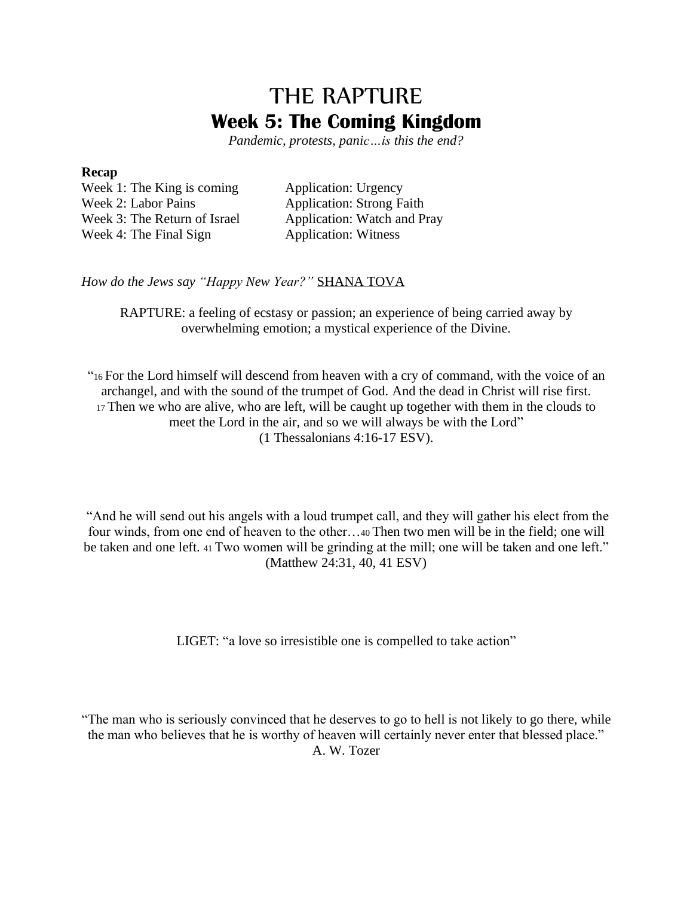# THE RAPTURE

## Week 5: The Coming Kingdom

*Pandemic, protests, panic…is this the end?*

**Recap**

| | |
|---|---|
| Week 1: The King is coming | Application: Urgency |
| Week 2: Labor Pains | Application: Strong Faith |
| Week 3: The Return of Israel | Application: Watch and Pray |
| Week 4: The Final Sign | Application: Witness |

*How do the Jews say "Happy New Year?"* SHANA TOVA

RAPTURE: a feeling of ecstasy or passion; an experience of being carried away by overwhelming emotion; a mystical experience of the Divine.

"[16] For the Lord himself will descend from heaven with a cry of command, with the voice of an archangel, and with the sound of the trumpet of God. And the dead in Christ will rise first. [17] Then we who are alive, who are left, will be caught up together with them in the clouds to meet the Lord in the air, and so we will always be with the Lord" (1 Thessalonians 4:16-17 ESV).

"And he will send out his angels with a loud trumpet call, and they will gather his elect from the four winds, from one end of heaven to the other…[40] Then two men will be in the field; one will be taken and one left. [41] Two women will be grinding at the mill; one will be taken and one left." (Matthew 24:31, 40, 41 ESV)

LIGET: "a love so irresistible one is compelled to take action"

"The man who is seriously convinced that he deserves to go to hell is not likely to go there, while the man who believes that he is worthy of heaven will certainly never enter that blessed place."
A. W. Tozer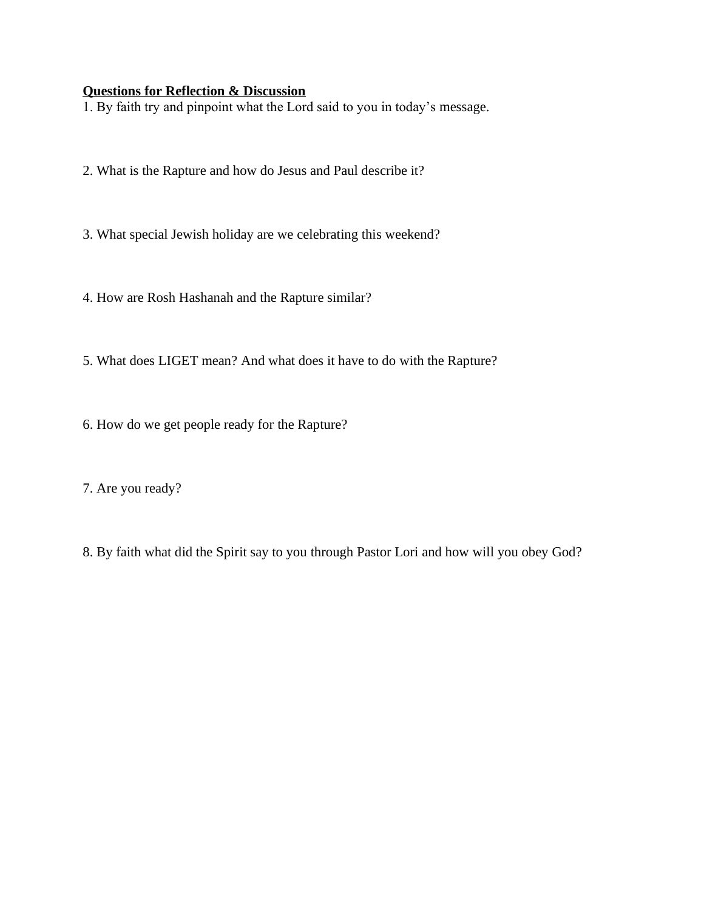**Questions for Reflection & Discussion**

1. By faith try and pinpoint what the Lord said to you in today's message.

2. What is the Rapture and how do Jesus and Paul describe it?

3. What special Jewish holiday are we celebrating this weekend?

4. How are Rosh Hashanah and the Rapture similar?

5. What does LIGET mean? And what does it have to do with the Rapture?

6. How do we get people ready for the Rapture?

7. Are you ready?

8. By faith what did the Spirit say to you through Pastor Lori and how will you obey God?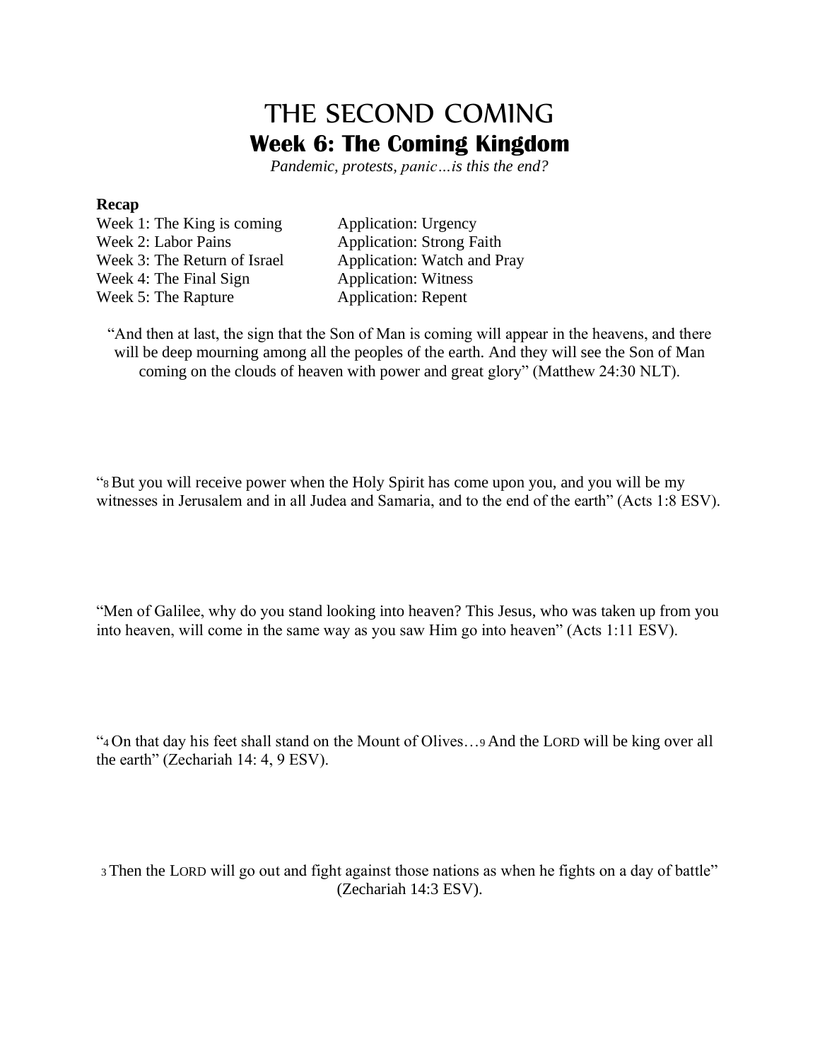# THE SECOND COMING

## Week 6: The Coming Kingdom

*Pandemic, protests, panic…is this the end?*

**Recap**

| | |
|---|---|
| Week 1: The King is coming | Application: Urgency |
| Week 2: Labor Pains | Application: Strong Faith |
| Week 3: The Return of Israel | Application: Watch and Pray |
| Week 4: The Final Sign | Application: Witness |
| Week 5: The Rapture | Application: Repent |

"And then at last, the sign that the Son of Man is coming will appear in the heavens, and there will be deep mourning among all the peoples of the earth. And they will see the Son of Man coming on the clouds of heaven with power and great glory" (Matthew 24:30 NLT).

"8 But you will receive power when the Holy Spirit has come upon you, and you will be my witnesses in Jerusalem and in all Judea and Samaria, and to the end of the earth" (Acts 1:8 ESV).

"Men of Galilee, why do you stand looking into heaven? This Jesus, who was taken up from you into heaven, will come in the same way as you saw Him go into heaven" (Acts 1:11 ESV).

"4 On that day his feet shall stand on the Mount of Olives…9 And the LORD will be king over all the earth" (Zechariah 14: 4, 9 ESV).

3 Then the LORD will go out and fight against those nations as when he fights on a day of battle" (Zechariah 14:3 ESV).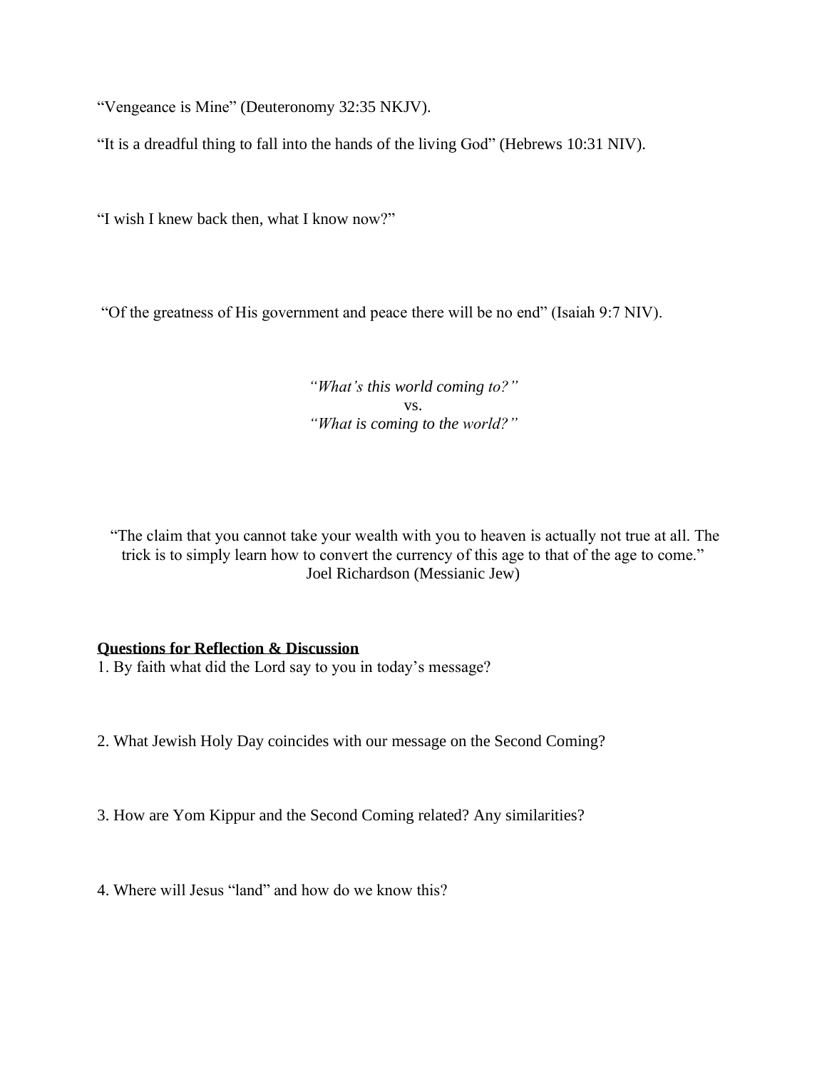"Vengeance is Mine" (Deuteronomy 32:35 NKJV).

"It is a dreadful thing to fall into the hands of the living God" (Hebrews 10:31 NIV).

"I wish I knew back then, what I know now?"

"Of the greatness of His government and peace there will be no end" (Isaiah 9:7 NIV).

*"What's this world coming to?"*
vs.
*"What is coming to the world?"*

"The claim that you cannot take your wealth with you to heaven is actually not true at all. The trick is to simply learn how to convert the currency of this age to that of the age to come."
Joel Richardson (Messianic Jew)

**Questions for Reflection & Discussion**

1. By faith what did the Lord say to you in today's message?

2. What Jewish Holy Day coincides with our message on the Second Coming?

3. How are Yom Kippur and the Second Coming related? Any similarities?

4. Where will Jesus "land" and how do we know this?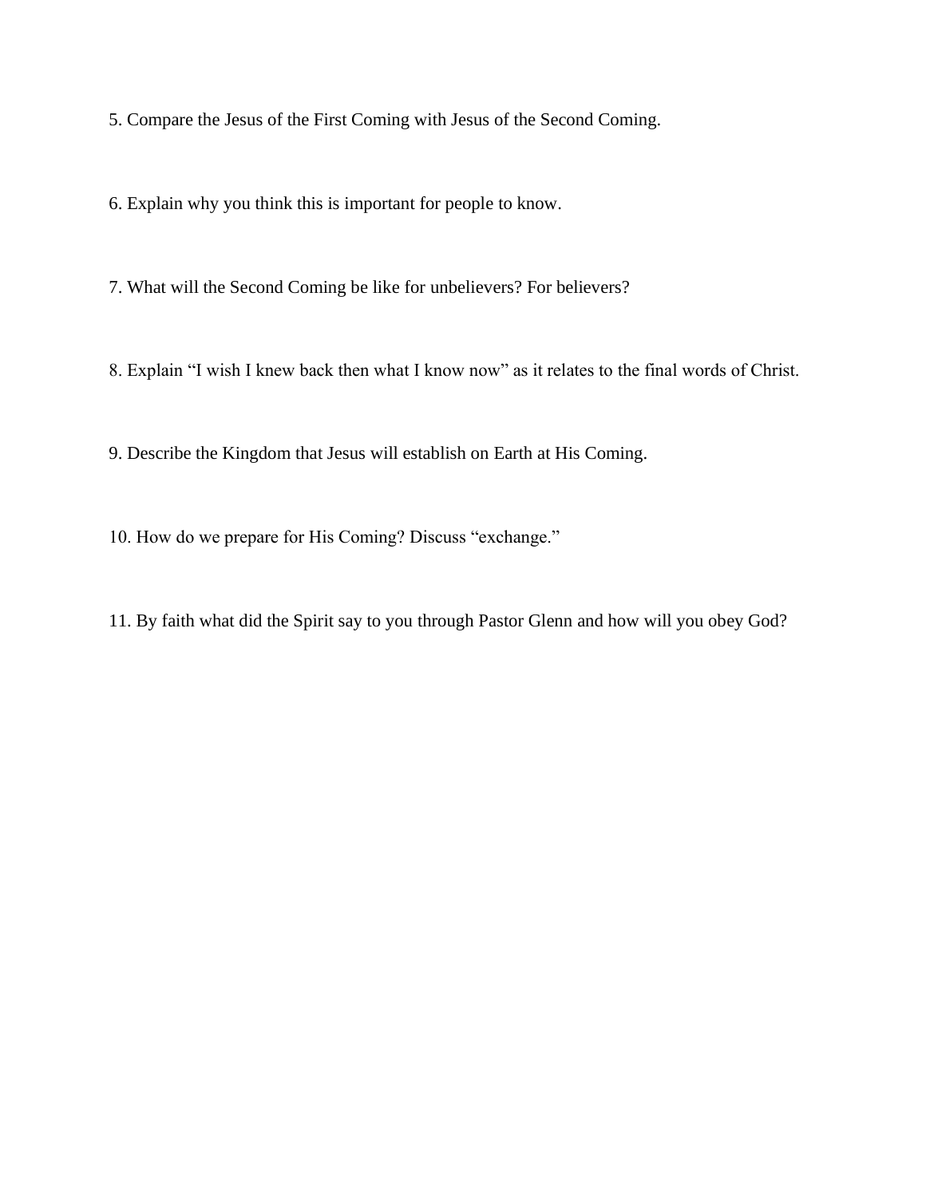5. Compare the Jesus of the First Coming with Jesus of the Second Coming.

6. Explain why you think this is important for people to know.

7. What will the Second Coming be like for unbelievers? For believers?

8. Explain “I wish I knew back then what I know now” as it relates to the final words of Christ.

9. Describe the Kingdom that Jesus will establish on Earth at His Coming.

10. How do we prepare for His Coming? Discuss “exchange.”

11. By faith what did the Spirit say to you through Pastor Glenn and how will you obey God?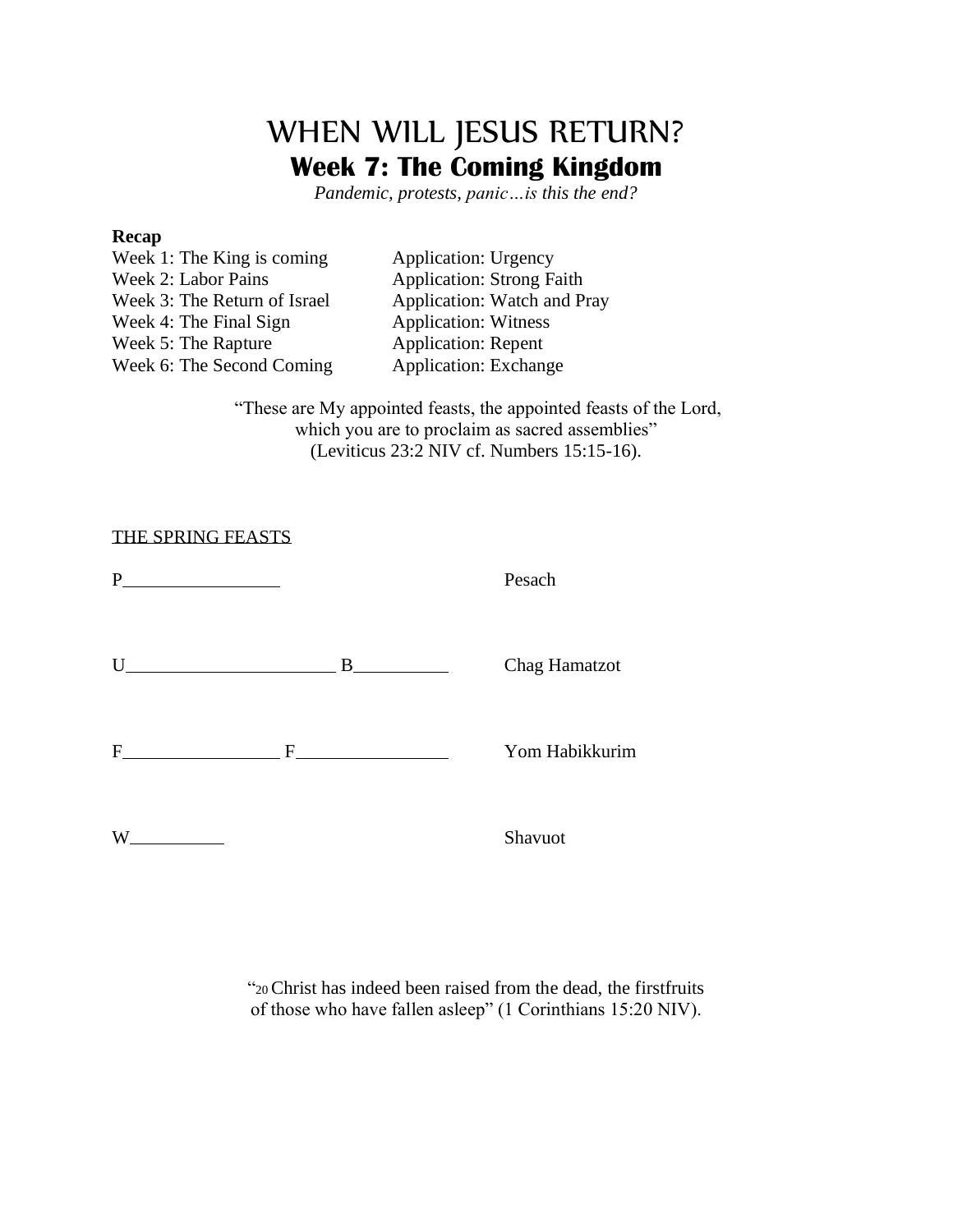# WHEN WILL JESUS RETURN?

## Week 7: The Coming Kingdom

*Pandemic, protests, panic…is this the end?*

**Recap**

| | |
|---|---|
| Week 1: The King is coming | Application: Urgency |
| Week 2: Labor Pains | Application: Strong Faith |
| Week 3: The Return of Israel | Application: Watch and Pray |
| Week 4: The Final Sign | Application: Witness |
| Week 5: The Rapture | Application: Repent |
| Week 6: The Second Coming | Application: Exchange |

"These are My appointed feasts, the appointed feasts of the Lord, which you are to proclaim as sacred assemblies" (Leviticus 23:2 NIV cf. Numbers 15:15-16).

THE SPRING FEASTS

P________________ Pesach

U______________________ B__________ Chag Hamatzot

F________________ F________________ Yom Habikkurim

W__________ Shavuot

"[20] Christ has indeed been raised from the dead, the firstfruits of those who have fallen asleep" (1 Corinthians 15:20 NIV).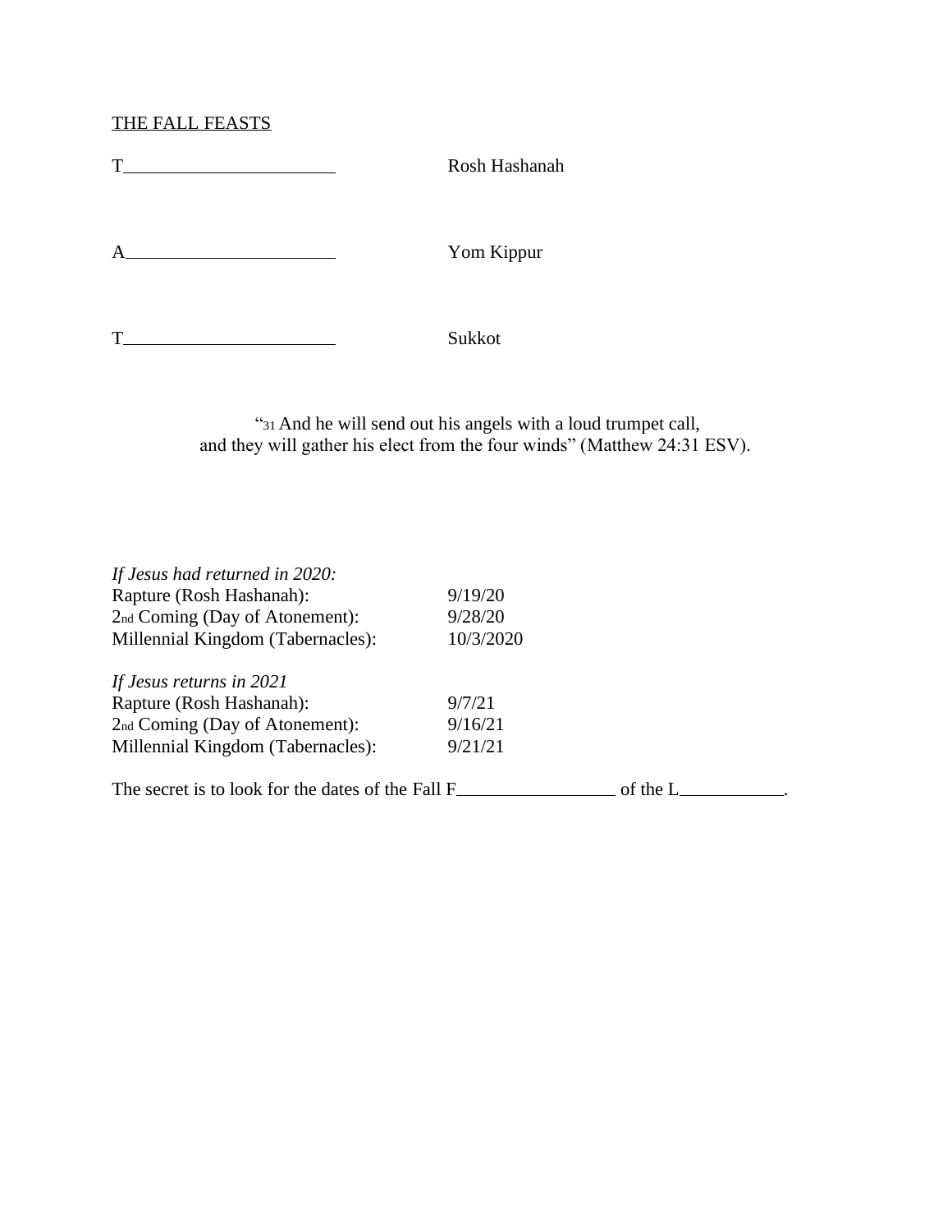THE FALL FEASTS

T\_\_\_\_\_\_\_\_\_\_\_\_\_\_\_\_\_\_\_\_\_\_ Rosh Hashanah

A\_\_\_\_\_\_\_\_\_\_\_\_\_\_\_\_\_\_\_\_\_\_ Yom Kippur

T\_\_\_\_\_\_\_\_\_\_\_\_\_\_\_\_\_\_\_\_\_\_ Sukkot

"31 And he will send out his angels with a loud trumpet call, and they will gather his elect from the four winds" (Matthew 24:31 ESV).

*If Jesus had returned in 2020:*

| | |
|---|---|
| Rapture (Rosh Hashanah): | 9/19/20 |
| 2nd Coming (Day of Atonement): | 9/28/20 |
| Millennial Kingdom (Tabernacles): | 10/3/2020 |

*If Jesus returns in 2021*

| | |
|---|---|
| Rapture (Rosh Hashanah): | 9/7/21 |
| 2nd Coming (Day of Atonement): | 9/16/21 |
| Millennial Kingdom (Tabernacles): | 9/21/21 |

The secret is to look for the dates of the Fall F\_\_\_\_\_\_\_\_\_\_\_\_\_\_\_\_ of the L\_\_\_\_\_\_\_\_\_\_\_.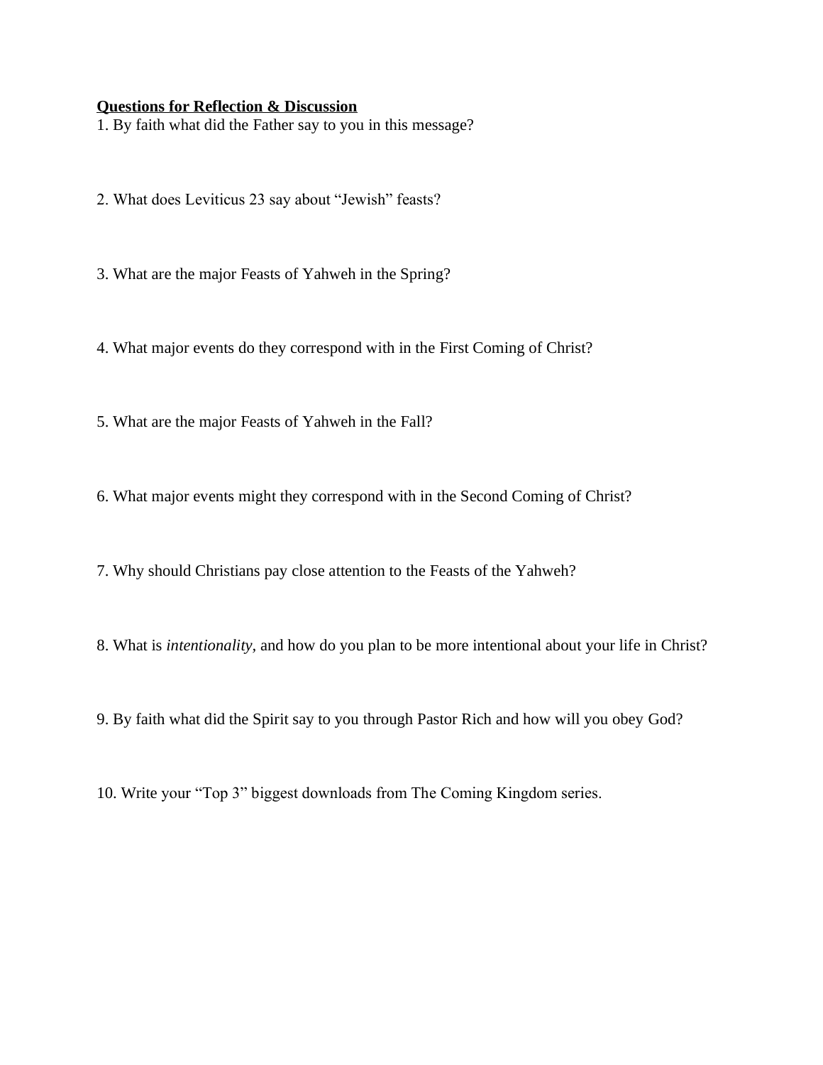**<u>Questions for Reflection & Discussion</u>**

1. By faith what did the Father say to you in this message?

2. What does Leviticus 23 say about "Jewish" feasts?

3. What are the major Feasts of Yahweh in the Spring?

4. What major events do they correspond with in the First Coming of Christ?

5. What are the major Feasts of Yahweh in the Fall?

6. What major events might they correspond with in the Second Coming of Christ?

7. Why should Christians pay close attention to the Feasts of the Yahweh?

8. What is *intentionality*, and how do you plan to be more intentional about your life in Christ?

9. By faith what did the Spirit say to you through Pastor Rich and how will you obey God?

10. Write your "Top 3" biggest downloads from The Coming Kingdom series.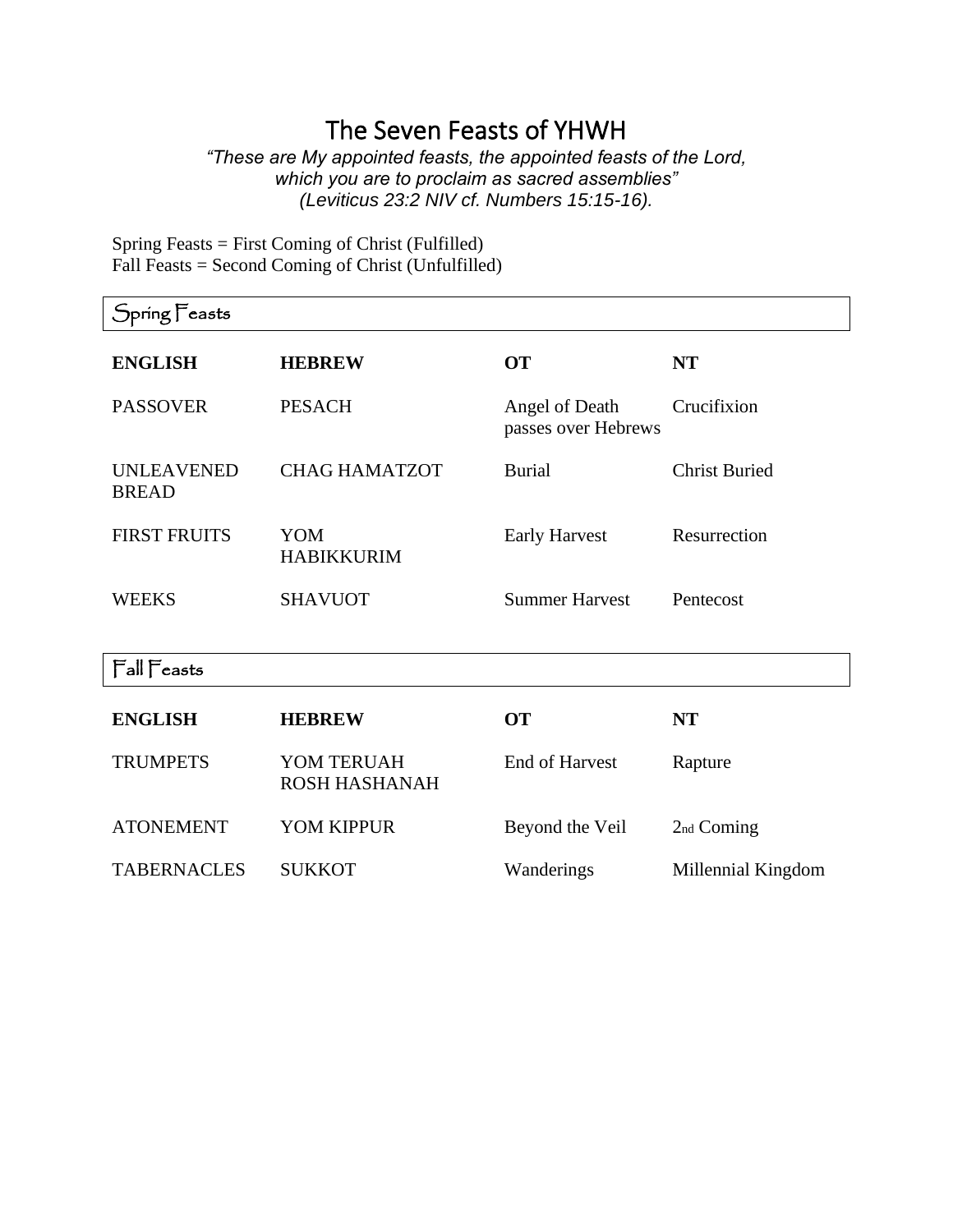# The Seven Feasts of YHWH

*"These are My appointed feasts, the appointed feasts of the Lord, which you are to proclaim as sacred assemblies" (Leviticus 23:2 NIV cf. Numbers 15:15-16).*

Spring Feasts = First Coming of Christ (Fulfilled)
Fall Feasts = Second Coming of Christ (Unfulfilled)

## Spring Feasts

| ENGLISH | HEBREW | OT | NT |
|---|---|---|---|
| PASSOVER | PESACH | Angel of Death passes over Hebrews | Crucifixion |
| UNLEAVENED BREAD | CHAG HAMATZOT | Burial | Christ Buried |
| FIRST FRUITS | YOM HABIKKURIM | Early Harvest | Resurrection |
| WEEKS | SHAVUOT | Summer Harvest | Pentecost |

## Fall Feasts

| ENGLISH | HEBREW | OT | NT |
|---|---|---|---|
| TRUMPETS | YOM TERUAH ROSH HASHANAH | End of Harvest | Rapture |
| ATONEMENT | YOM KIPPUR | Beyond the Veil | 2nd Coming |
| TABERNACLES | SUKKOT | Wanderings | Millennial Kingdom |